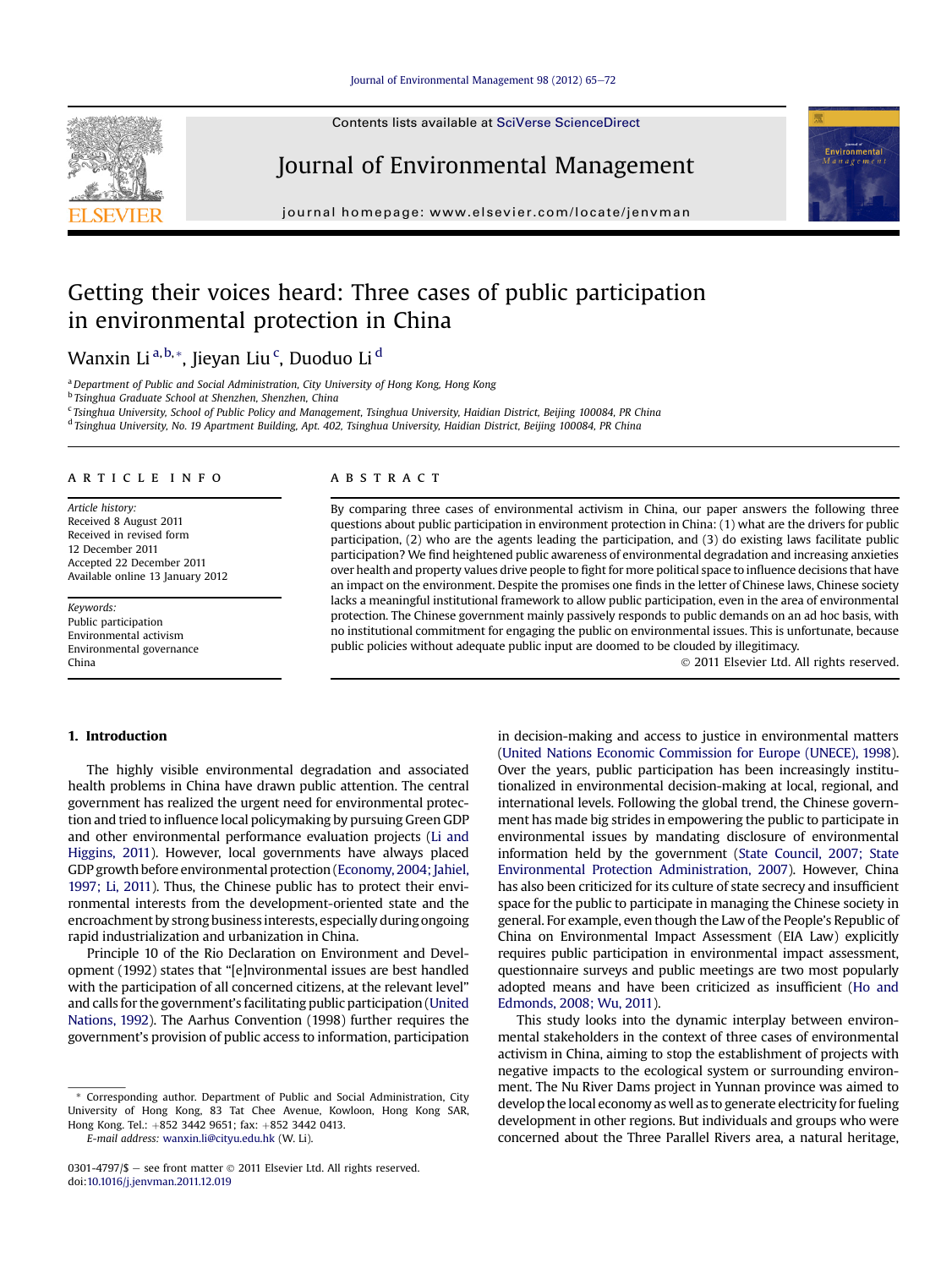# Getting their voices heard: Three cases of public participation in environmental protection in China

Wanxin Li [a,b,*], Jieyan Liu [c], Duoduo Li [d]

[a] Department of Public and Social Administration, City University of Hong Kong, Hong Kong
[b] Tsinghua Graduate School at Shenzhen, Shenzhen, China
[c] Tsinghua University, School of Public Policy and Management, Tsinghua University, Haidian District, Beijing 100084, PR China
[d] Tsinghua University, No. 19 Apartment Building, Apt. 402, Tsinghua University, Haidian District, Beijing 100084, PR China

## ARTICLE INFO

*Article history:*
Received 8 August 2011
Received in revised form
12 December 2011
Accepted 22 December 2011
Available online 13 January 2012

*Keywords:*
Public participation
Environmental activism
Environmental governance
China

## ABSTRACT

By comparing three cases of environmental activism in China, our paper answers the following three questions about public participation in environment protection in China: (1) what are the drivers for public participation, (2) who are the agents leading the participation, and (3) do existing laws facilitate public participation? We find heightened public awareness of environmental degradation and increasing anxieties over health and property values drive people to fight for more political space to influence decisions that have an impact on the environment. Despite the promises one finds in the letter of Chinese laws, Chinese society lacks a meaningful institutional framework to allow public participation, even in the area of environmental protection. The Chinese government mainly passively responds to public demands on an ad hoc basis, with no institutional commitment for engaging the public on environmental issues. This is unfortunate, because public policies without adequate public input are doomed to be clouded by illegitimacy.

© 2011 Elsevier Ltd. All rights reserved.

## 1. Introduction

The highly visible environmental degradation and associated health problems in China have drawn public attention. The central government has realized the urgent need for environmental protection and tried to influence local policymaking by pursuing Green GDP and other environmental performance evaluation projects (Li and Higgins, 2011). However, local governments have always placed GDP growth before environmental protection (Economy, 2004; Jahiel, 1997; Li, 2011). Thus, the Chinese public has to protect their environmental interests from the development-oriented state and the encroachment by strong business interests, especially during ongoing rapid industrialization and urbanization in China.

Principle 10 of the Rio Declaration on Environment and Development (1992) states that "[e]nvironmental issues are best handled with the participation of all concerned citizens, at the relevant level" and calls for the government's facilitating public participation (United Nations, 1992). The Aarhus Convention (1998) further requires the government's provision of public access to information, participation in decision-making and access to justice in environmental matters (United Nations Economic Commission for Europe (UNECE), 1998). Over the years, public participation has been increasingly institutionalized in environmental decision-making at local, regional, and international levels. Following the global trend, the Chinese government has made big strides in empowering the public to participate in environmental issues by mandating disclosure of environmental information held by the government (State Council, 2007; State Environmental Protection Administration, 2007). However, China has also been criticized for its culture of state secrecy and insufficient space for the public to participate in managing the Chinese society in general. For example, even though the Law of the People's Republic of China on Environmental Impact Assessment (EIA Law) explicitly requires public participation in environmental impact assessment, questionnaire surveys and public meetings are two most popularly adopted means and have been criticized as insufficient (Ho and Edmonds, 2008; Wu, 2011).

This study looks into the dynamic interplay between environmental stakeholders in the context of three cases of environmental activism in China, aiming to stop the establishment of projects with negative impacts to the ecological system or surrounding environment. The Nu River Dams project in Yunnan province was aimed to develop the local economy as well as to generate electricity for fueling development in other regions. But individuals and groups who were concerned about the Three Parallel Rivers area, a natural heritage,

---

* Corresponding author. Department of Public and Social Administration, City University of Hong Kong, 83 Tat Chee Avenue, Kowloon, Hong Kong SAR, Hong Kong. Tel.: +852 3442 9651; fax: +852 3442 0413.
*E-mail address:* wanxin.li@cityu.edu.hk (W. Li).

0301-4797/$ – see front matter © 2011 Elsevier Ltd. All rights reserved.
doi:10.1016/j.jenvman.2011.12.019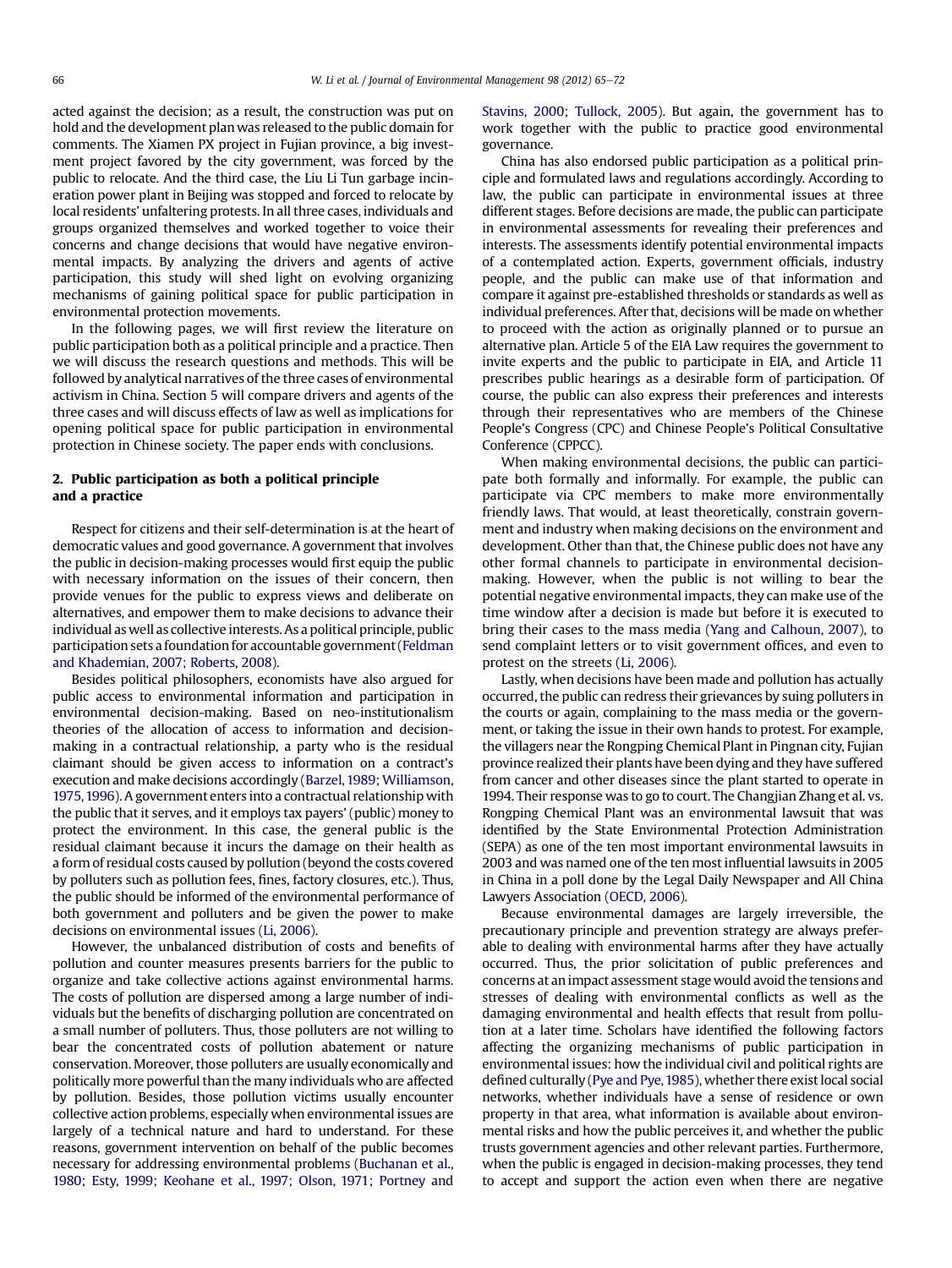acted against the decision; as a result, the construction was put on hold and the development plan was released to the public domain for comments. The Xiamen PX project in Fujian province, a big investment project favored by the city government, was forced by the public to relocate. And the third case, the Liu Li Tun garbage incineration power plant in Beijing was stopped and forced to relocate by local residents' unfaltering protests. In all three cases, individuals and groups organized themselves and worked together to voice their concerns and change decisions that would have negative environmental impacts. By analyzing the drivers and agents of active participation, this study will shed light on evolving organizing mechanisms of gaining political space for public participation in environmental protection movements.

In the following pages, we will first review the literature on public participation both as a political principle and a practice. Then we will discuss the research questions and methods. This will be followed by analytical narratives of the three cases of environmental activism in China. Section 5 will compare drivers and agents of the three cases and will discuss effects of law as well as implications for opening political space for public participation in environmental protection in Chinese society. The paper ends with conclusions.

## 2. Public participation as both a political principle and a practice

Respect for citizens and their self-determination is at the heart of democratic values and good governance. A government that involves the public in decision-making processes would first equip the public with necessary information on the issues of their concern, then provide venues for the public to express views and deliberate on alternatives, and empower them to make decisions to advance their individual as well as collective interests. As a political principle, public participation sets a foundation for accountable government (Feldman and Khademian, 2007; Roberts, 2008).

Besides political philosophers, economists have also argued for public access to environmental information and participation in environmental decision-making. Based on neo-institutionalism theories of the allocation of access to information and decision-making in a contractual relationship, a party who is the residual claimant should be given access to information on a contract's execution and make decisions accordingly (Barzel, 1989; Williamson, 1975, 1996). A government enters into a contractual relationship with the public that it serves, and it employs tax payers' (public) money to protect the environment. In this case, the general public is the residual claimant because it incurs the damage on their health as a form of residual costs caused by pollution (beyond the costs covered by polluters such as pollution fees, fines, factory closures, etc.). Thus, the public should be informed of the environmental performance of both government and polluters and be given the power to make decisions on environmental issues (Li, 2006).

However, the unbalanced distribution of costs and benefits of pollution and counter measures presents barriers for the public to organize and take collective actions against environmental harms. The costs of pollution are dispersed among a large number of individuals but the benefits of discharging pollution are concentrated on a small number of polluters. Thus, those polluters are not willing to bear the concentrated costs of pollution abatement or nature conservation. Moreover, those polluters are usually economically and politically more powerful than the many individuals who are affected by pollution. Besides, those pollution victims usually encounter collective action problems, especially when environmental issues are largely of a technical nature and hard to understand. For these reasons, government intervention on behalf of the public becomes necessary for addressing environmental problems (Buchanan et al., 1980; Esty, 1999; Keohane et al., 1997; Olson, 1971; Portney and Stavins, 2000; Tullock, 2005). But again, the government has to work together with the public to practice good environmental governance.

China has also endorsed public participation as a political principle and formulated laws and regulations accordingly. According to law, the public can participate in environmental issues at three different stages. Before decisions are made, the public can participate in environmental assessments for revealing their preferences and interests. The assessments identify potential environmental impacts of a contemplated action. Experts, government officials, industry people, and the public can make use of that information and compare it against pre-established thresholds or standards as well as individual preferences. After that, decisions will be made on whether to proceed with the action as originally planned or to pursue an alternative plan. Article 5 of the EIA Law requires the government to invite experts and the public to participate in EIA, and Article 11 prescribes public hearings as a desirable form of participation. Of course, the public can also express their preferences and interests through their representatives who are members of the Chinese People's Congress (CPC) and Chinese People's Political Consultative Conference (CPPCC).

When making environmental decisions, the public can participate both formally and informally. For example, the public can participate via CPC members to make more environmentally friendly laws. That would, at least theoretically, constrain government and industry when making decisions on the environment and development. Other than that, the Chinese public does not have any other formal channels to participate in environmental decision-making. However, when the public is not willing to bear the potential negative environmental impacts, they can make use of the time window after a decision is made but before it is executed to bring their cases to the mass media (Yang and Calhoun, 2007), to send complaint letters or to visit government offices, and even to protest on the streets (Li, 2006).

Lastly, when decisions have been made and pollution has actually occurred, the public can redress their grievances by suing polluters in the courts or again, complaining to the mass media or the government, or taking the issue in their own hands to protest. For example, the villagers near the Rongping Chemical Plant in Pingnan city, Fujian province realized their plants have been dying and they have suffered from cancer and other diseases since the plant started to operate in 1994. Their response was to go to court. The Changjian Zhang et al. vs. Rongping Chemical Plant was an environmental lawsuit that was identified by the State Environmental Protection Administration (SEPA) as one of the ten most important environmental lawsuits in 2003 and was named one of the ten most influential lawsuits in 2005 in China in a poll done by the Legal Daily Newspaper and All China Lawyers Association (OECD, 2006).

Because environmental damages are largely irreversible, the precautionary principle and prevention strategy are always preferable to dealing with environmental harms after they have actually occurred. Thus, the prior solicitation of public preferences and concerns at an impact assessment stage would avoid the tensions and stresses of dealing with environmental conflicts as well as the damaging environmental and health effects that result from pollution at a later time. Scholars have identified the following factors affecting the organizing mechanisms of public participation in environmental issues: how the individual civil and political rights are defined culturally (Pye and Pye, 1985), whether there exist local social networks, whether individuals have a sense of residence or own property in that area, what information is available about environmental risks and how the public perceives it, and whether the public trusts government agencies and other relevant parties. Furthermore, when the public is engaged in decision-making processes, they tend to accept and support the action even when there are negative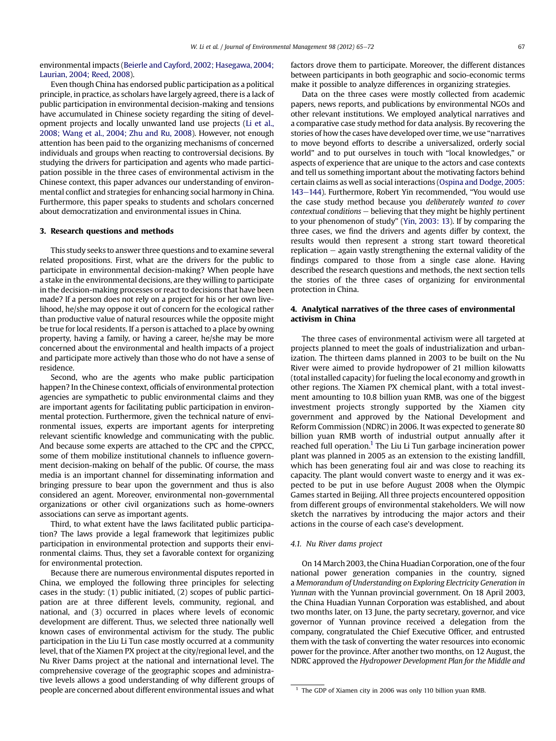environmental impacts (Beierle and Cayford, 2002; Hasegawa, 2004; Laurian, 2004; Reed, 2008).

Even though China has endorsed public participation as a political principle, in practice, as scholars have largely agreed, there is a lack of public participation in environmental decision-making and tensions have accumulated in Chinese society regarding the siting of development projects and locally unwanted land use projects (Li et al., 2008; Wang et al., 2004; Zhu and Ru, 2008). However, not enough attention has been paid to the organizing mechanisms of concerned individuals and groups when reacting to controversial decisions. By studying the drivers for participation and agents who made participation possible in the three cases of environmental activism in the Chinese context, this paper advances our understanding of environmental conflict and strategies for enhancing social harmony in China. Furthermore, this paper speaks to students and scholars concerned about democratization and environmental issues in China.

## 3. Research questions and methods

This study seeks to answer three questions and to examine several related propositions. First, what are the drivers for the public to participate in environmental decision-making? When people have a stake in the environmental decisions, are they willing to participate in the decision-making processes or react to decisions that have been made? If a person does not rely on a project for his or her own livelihood, he/she may oppose it out of concern for the ecological rather than productive value of natural resources while the opposite might be true for local residents. If a person is attached to a place by owning property, having a family, or having a career, he/she may be more concerned about the environmental and health impacts of a project and participate more actively than those who do not have a sense of residence.

Second, who are the agents who make public participation happen? In the Chinese context, officials of environmental protection agencies are sympathetic to public environmental claims and they are important agents for facilitating public participation in environmental protection. Furthermore, given the technical nature of environmental issues, experts are important agents for interpreting relevant scientific knowledge and communicating with the public. And because some experts are attached to the CPC and the CPPCC, some of them mobilize institutional channels to influence government decision-making on behalf of the public. Of course, the mass media is an important channel for disseminating information and bringing pressure to bear upon the government and thus is also considered an agent. Moreover, environmental non-governmental organizations or other civil organizations such as home-owners associations can serve as important agents.

Third, to what extent have the laws facilitated public participation? The laws provide a legal framework that legitimizes public participation in environmental protection and supports their environmental claims. Thus, they set a favorable context for organizing for environmental protection.

Because there are numerous environmental disputes reported in China, we employed the following three principles for selecting cases in the study: (1) public initiated, (2) scopes of public participation are at three different levels, community, regional, and national, and (3) occurred in places where levels of economic development are different. Thus, we selected three nationally well known cases of environmental activism for the study. The public participation in the Liu Li Tun case mostly occurred at a community level, that of the Xiamen PX project at the city/regional level, and the Nu River Dams project at the national and international level. The comprehensive coverage of the geographic scopes and administrative levels allows a good understanding of why different groups of people are concerned about different environmental issues and what factors drove them to participate. Moreover, the different distances between participants in both geographic and socio-economic terms make it possible to analyze differences in organizing strategies.

Data on the three cases were mostly collected from academic papers, news reports, and publications by environmental NGOs and other relevant institutions. We employed analytical narratives and a comparative case study method for data analysis. By recovering the stories of how the cases have developed over time, we use "narratives to move beyond efforts to describe a universalized, orderly social world" and to put ourselves in touch with "local knowledges," or aspects of experience that are unique to the actors and case contexts and tell us something important about the motivating factors behind certain claims as well as social interactions (Ospina and Dodge, 2005: 143–144). Furthermore, Robert Yin recommended, "You would use the case study method because you *deliberately wanted to cover contextual conditions* – believing that they might be highly pertinent to your phenomenon of study" (Yin, 2003: 13). If by comparing the three cases, we find the drivers and agents differ by context, the results would then represent a strong start toward theoretical replication – again vastly strengthening the external validity of the findings compared to those from a single case alone. Having described the research questions and methods, the next section tells the stories of the three cases of organizing for environmental protection in China.

## 4. Analytical narratives of the three cases of environmental activism in China

The three cases of environmental activism were all targeted at projects planned to meet the goals of industrialization and urbanization. The thirteen dams planned in 2003 to be built on the Nu River were aimed to provide hydropower of 21 million kilowatts (total installed capacity) for fueling the local economy and growth in other regions. The Xiamen PX chemical plant, with a total investment amounting to 10.8 billion yuan RMB, was one of the biggest investment projects strongly supported by the Xiamen city government and approved by the National Development and Reform Commission (NDRC) in 2006. It was expected to generate 80 billion yuan RMB worth of industrial output annually after it reached full operation.[1] The Liu Li Tun garbage incineration power plant was planned in 2005 as an extension to the existing landfill, which has been generating foul air and was close to reaching its capacity. The plant would convert waste to energy and it was expected to be put in use before August 2008 when the Olympic Games started in Beijing. All three projects encountered opposition from different groups of environmental stakeholders. We will now sketch the narratives by introducing the major actors and their actions in the course of each case's development.

### 4.1. Nu River dams project

On 14 March 2003, the China Huadian Corporation, one of the four national power generation companies in the country, signed a *Memorandum of Understanding on Exploring Electricity Generation in Yunnan* with the Yunnan provincial government. On 18 April 2003, the China Huadian Yunnan Corporation was established, and about two months later, on 13 June, the party secretary, governor, and vice governor of Yunnan province received a delegation from the company, congratulated the Chief Executive Officer, and entrusted them with the task of converting the water resources into economic power for the province. After another two months, on 12 August, the NDRC approved the *Hydropower Development Plan for the Middle and*

[1] The GDP of Xiamen city in 2006 was only 110 billion yuan RMB.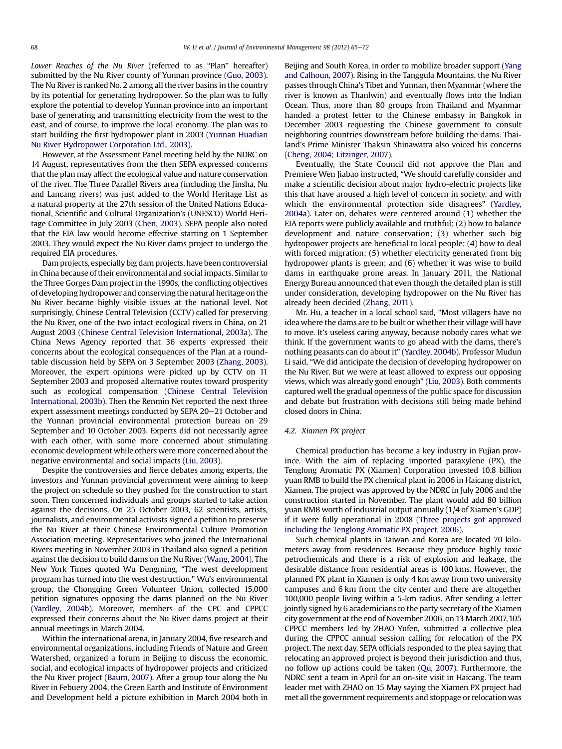*Lower Reaches of the Nu River* (referred to as "Plan" hereafter) submitted by the Nu River county of Yunnan province (Guo, 2003). The Nu River is ranked No. 2 among all the river basins in the country by its potential for generating hydropower. So the plan was to fully explore the potential to develop Yunnan province into an important base of generating and transmitting electricity from the west to the east, and of course, to improve the local economy. The plan was to start building the first hydropower plant in 2003 (Yunnan Huadian Nu River Hydropower Corporation Ltd., 2003).

However, at the Assessment Panel meeting held by the NDRC on 14 August, representatives from the then SEPA expressed concerns that the plan may affect the ecological value and nature conservation of the river. The Three Parallel Rivers area (including the Jinsha, Nu and Lancang rivers) was just added to the World Heritage List as a natural property at the 27th session of the United Nations Educational, Scientific and Cultural Organization's (UNESCO) World Heritage Committee in July 2003 (Chen, 2003). SEPA people also noted that the EIA law would become effective starting on 1 September 2003. They would expect the Nu River dams project to undergo the required EIA procedures.

Dam projects, especially big dam projects, have been controversial in China because of their environmental and social impacts. Similar to the Three Gorges Dam project in the 1990s, the conflicting objectives of developing hydropower and conserving the natural heritage on the Nu River became highly visible issues at the national level. Not surprisingly, Chinese Central Television (CCTV) called for preserving the Nu River, one of the two intact ecological rivers in China, on 21 August 2003 (Chinese Central Television International, 2003a). The China News Agency reported that 36 experts expressed their concerns about the ecological consequences of the Plan at a roundtable discussion held by SEPA on 3 September 2003 (Zhang, 2003). Moreover, the expert opinions were picked up by CCTV on 11 September 2003 and proposed alternative routes toward prosperity such as ecological compensation (Chinese Central Television International, 2003b). Then the Renmin Net reported the next three expert assessment meetings conducted by SEPA 20–21 October and the Yunnan provincial environmental protection bureau on 29 September and 10 October 2003. Experts did not necessarily agree with each other, with some more concerned about stimulating economic development while others were more concerned about the negative environmental and social impacts (Liu, 2003).

Despite the controversies and fierce debates among experts, the investors and Yunnan provincial government were aiming to keep the project on schedule so they pushed for the construction to start soon. Then concerned individuals and groups started to take action against the decisions. On 25 October 2003, 62 scientists, artists, journalists, and environmental activists signed a petition to preserve the Nu River at their Chinese Environmental Culture Promotion Association meeting. Representatives who joined the International Rivers meeting in November 2003 in Thailand also signed a petition against the decision to build dams on the Nu River (Wang, 2004). The New York Times quoted Wu Dengming, "The west development program has turned into the west destruction." Wu's environmental group, the Chongqing Green Volunteer Union, collected 15,000 petition signatures opposing the dams planned on the Nu River (Yardley, 2004b). Moreover, members of the CPC and CPPCC expressed their concerns about the Nu River dams project at their annual meetings in March 2004.

Within the international arena, in January 2004, five research and environmental organizations, including Friends of Nature and Green Watershed, organized a forum in Beijing to discuss the economic, social, and ecological impacts of hydropower projects and criticized the Nu River project (Baum, 2007). After a group tour along the Nu River in Febuery 2004, the Green Earth and Institute of Environment and Development held a picture exhibition in March 2004 both in Beijing and South Korea, in order to mobilize broader support (Yang and Calhoun, 2007). Rising in the Tanggula Mountains, the Nu River passes through China's Tibet and Yunnan, then Myanmar (where the river is known as Thanlwin) and eventually flows into the Indian Ocean. Thus, more than 80 groups from Thailand and Myanmar handed a protest letter to the Chinese embassy in Bangkok in December 2003 requesting the Chinese government to consult neighboring countries downstream before building the dams. Thailand's Prime Minister Thaksin Shinawatra also voiced his concerns (Cheng, 2004; Litzinger, 2007).

Eventually, the State Council did not approve the Plan and Premiere Wen Jiabao instructed, "We should carefully consider and make a scientific decision about major hydro-electric projects like this that have aroused a high level of concern in society, and with which the environmental protection side disagrees" (Yardley, 2004a). Later on, debates were centered around (1) whether the EIA reports were publicly available and truthful; (2) how to balance development and nature conservation; (3) whether such big hydropower projects are beneficial to local people; (4) how to deal with forced migration; (5) whether electricity generated from big hydropower plants is green; and (6) whether it was wise to build dams in earthquake prone areas. In January 2011, the National Energy Bureau announced that even though the detailed plan is still under consideration, developing hydropower on the Nu River has already been decided (Zhang, 2011).

Mr. Hu, a teacher in a local school said, "Most villagers have no idea where the dams are to be built or whether their village will have to move. It's useless caring anyway, because nobody cares what we think. If the government wants to go ahead with the dams, there's nothing peasants can do about it" (Yardley, 2004b). Professor Mudun Li said, "We did anticipate the decision of developing hydropower on the Nu River. But we were at least allowed to express our opposing views, which was already good enough" (Liu, 2003). Both comments captured well the gradual openness of the public space for discussion and debate but frustration with decisions still being made behind closed doors in China.

### 4.2. Xiamen PX project

Chemical production has become a key industry in Fujian province. With the aim of replacing imported paraxylene (PX), the Tenglong Aromatic PX (Xiamen) Corporation invested 10.8 billion yuan RMB to build the PX chemical plant in 2006 in Haicang district, Xiamen. The project was approved by the NDRC in July 2006 and the construction started in November. The plant would add 80 billion yuan RMB worth of industrial output annually (1/4 of Xiamen's GDP) if it were fully operational in 2008 (Three projects got approved including the Tenglong Aromatic PX project, 2006).

Such chemical plants in Taiwan and Korea are located 70 kilometers away from residences. Because they produce highly toxic petrochemicals and there is a risk of explosion and leakage, the desirable distance from residential areas is 100 kms. However, the planned PX plant in Xiamen is only 4 km away from two university campuses and 6 km from the city center and there are altogether 100,000 people living within a 5-km radius. After sending a letter jointly signed by 6 academicians to the party secretary of the Xiamen city government at the end of November 2006, on 13 March 2007, 105 CPPCC members led by ZHAO Yufen, submitted a collective plea during the CPPCC annual session calling for relocation of the PX project. The next day, SEPA officials responded to the plea saying that relocating an approved project is beyond their jurisdiction and thus, no follow up actions could be taken (Qu, 2007). Furthermore, the NDRC sent a team in April for an on-site visit in Haicang. The team leader met with ZHAO on 15 May saying the Xiamen PX project had met all the government requirements and stoppage or relocation was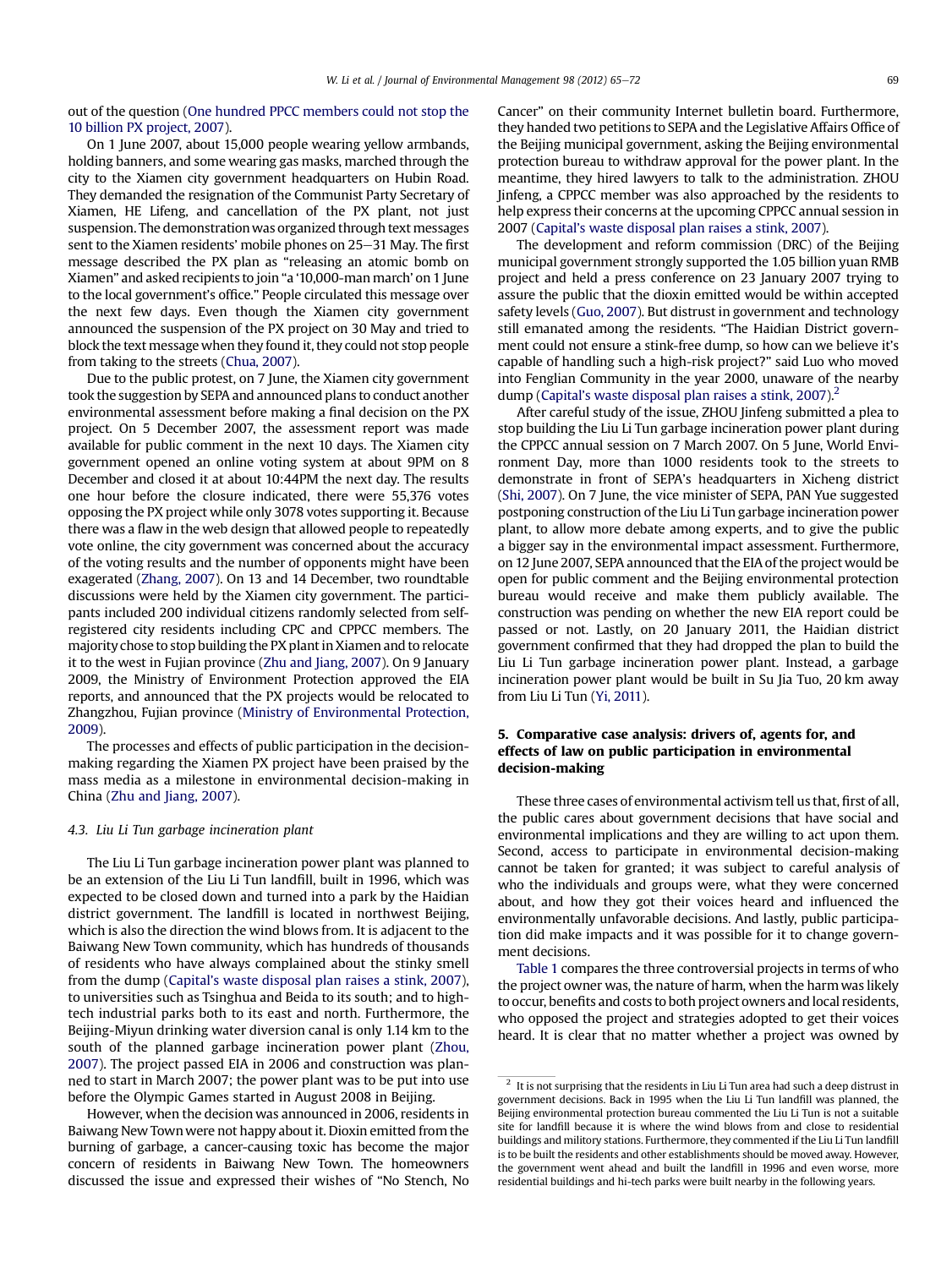out of the question (One hundred PPCC members could not stop the 10 billion PX project, 2007).

On 1 June 2007, about 15,000 people wearing yellow armbands, holding banners, and some wearing gas masks, marched through the city to the Xiamen city government headquarters on Hubin Road. They demanded the resignation of the Communist Party Secretary of Xiamen, HE Lifeng, and cancellation of the PX plant, not just suspension. The demonstration was organized through text messages sent to the Xiamen residents' mobile phones on 25–31 May. The first message described the PX plan as "releasing an atomic bomb on Xiamen" and asked recipients to join "a '10,000-man march' on 1 June to the local government's office." People circulated this message over the next few days. Even though the Xiamen city government announced the suspension of the PX project on 30 May and tried to block the text message when they found it, they could not stop people from taking to the streets (Chua, 2007).

Due to the public protest, on 7 June, the Xiamen city government took the suggestion by SEPA and announced plans to conduct another environmental assessment before making a final decision on the PX project. On 5 December 2007, the assessment report was made available for public comment in the next 10 days. The Xiamen city government opened an online voting system at about 9PM on 8 December and closed it at about 10:44PM the next day. The results one hour before the closure indicated, there were 55,376 votes opposing the PX project while only 3078 votes supporting it. Because there was a flaw in the web design that allowed people to repeatedly vote online, the city government was concerned about the accuracy of the voting results and the number of opponents might have been exagerated (Zhang, 2007). On 13 and 14 December, two roundtable discussions were held by the Xiamen city government. The participants included 200 individual citizens randomly selected from self-registered city residents including CPC and CPPCC members. The majority chose to stop building the PX plant in Xiamen and to relocate it to the west in Fujian province (Zhu and Jiang, 2007). On 9 January 2009, the Ministry of Environment Protection approved the EIA reports, and announced that the PX projects would be relocated to Zhangzhou, Fujian province (Ministry of Environmental Protection, 2009).

The processes and effects of public participation in the decision-making regarding the Xiamen PX project have been praised by the mass media as a milestone in environmental decision-making in China (Zhu and Jiang, 2007).

### 4.3. Liu Li Tun garbage incineration plant

The Liu Li Tun garbage incineration power plant was planned to be an extension of the Liu Li Tun landfill, built in 1996, which was expected to be closed down and turned into a park by the Haidian district government. The landfill is located in northwest Beijing, which is also the direction the wind blows from. It is adjacent to the Baiwang New Town community, which has hundreds of thousands of residents who have always complained about the stinky smell from the dump (Capital's waste disposal plan raises a stink, 2007), to universities such as Tsinghua and Beida to its south; and to high-tech industrial parks both to its east and north. Furthermore, the Beijing-Miyun drinking water diversion canal is only 1.14 km to the south of the planned garbage incineration power plant (Zhou, 2007). The project passed EIA in 2006 and construction was planned to start in March 2007; the power plant was to be put into use before the Olympic Games started in August 2008 in Beijing.

However, when the decision was announced in 2006, residents in Baiwang New Town were not happy about it. Dioxin emitted from the burning of garbage, a cancer-causing toxic has become the major concern of residents in Baiwang New Town. The homeowners discussed the issue and expressed their wishes of "No Stench, No Cancer" on their community Internet bulletin board. Furthermore, they handed two petitions to SEPA and the Legislative Affairs Office of the Beijing municipal government, asking the Beijing environmental protection bureau to withdraw approval for the power plant. In the meantime, they hired lawyers to talk to the administration. ZHOU Jinfeng, a CPPCC member was also approached by the residents to help express their concerns at the upcoming CPPCC annual session in 2007 (Capital's waste disposal plan raises a stink, 2007).

The development and reform commission (DRC) of the Beijing municipal government strongly supported the 1.05 billion yuan RMB project and held a press conference on 23 January 2007 trying to assure the public that the dioxin emitted would be within accepted safety levels (Guo, 2007). But distrust in government and technology still emanated among the residents. "The Haidian District government could not ensure a stink-free dump, so how can we believe it's capable of handling such a high-risk project?" said Luo who moved into Fenglian Community in the year 2000, unaware of the nearby dump (Capital's waste disposal plan raises a stink, 2007).[2]

After careful study of the issue, ZHOU Jinfeng submitted a plea to stop building the Liu Li Tun garbage incineration power plant during the CPPCC annual session on 7 March 2007. On 5 June, World Environment Day, more than 1000 residents took to the streets to demonstrate in front of SEPA's headquarters in Xicheng district (Shi, 2007). On 7 June, the vice minister of SEPA, PAN Yue suggested postponing construction of the Liu Li Tun garbage incineration power plant, to allow more debate among experts, and to give the public a bigger say in the environmental impact assessment. Furthermore, on 12 June 2007, SEPA announced that the EIA of the project would be open for public comment and the Beijing environmental protection bureau would receive and make them publicly available. The construction was pending on whether the new EIA report could be passed or not. Lastly, on 20 January 2011, the Haidian district government confirmed that they had dropped the plan to build the Liu Li Tun garbage incineration power plant. Instead, a garbage incineration power plant would be built in Su Jia Tuo, 20 km away from Liu Li Tun (Yi, 2011).

## 5. Comparative case analysis: drivers of, agents for, and effects of law on public participation in environmental decision-making

These three cases of environmental activism tell us that, first of all, the public cares about government decisions that have social and environmental implications and they are willing to act upon them. Second, access to participate in environmental decision-making cannot be taken for granted; it was subject to careful analysis of who the individuals and groups were, what they were concerned about, and how they got their voices heard and influenced the environmentally unfavorable decisions. And lastly, public participation did make impacts and it was possible for it to change government decisions.

Table 1 compares the three controversial projects in terms of who the project owner was, the nature of harm, when the harm was likely to occur, benefits and costs to both project owners and local residents, who opposed the project and strategies adopted to get their voices heard. It is clear that no matter whether a project was owned by

[2] It is not surprising that the residents in Liu Li Tun area had such a deep distrust in government decisions. Back in 1995 when the Liu Li Tun landfill was planned, the Beijing environmental protection bureau commented the Liu Li Tun is not a suitable site for landfill because it is where the wind blows from and close to residential buildings and militory stations. Furthermore, they commented if the Liu Li Tun landfill is to be built the residents and other establishments should be moved away. However, the government went ahead and built the landfill in 1996 and even worse, more residential buildings and hi-tech parks were built nearby in the following years.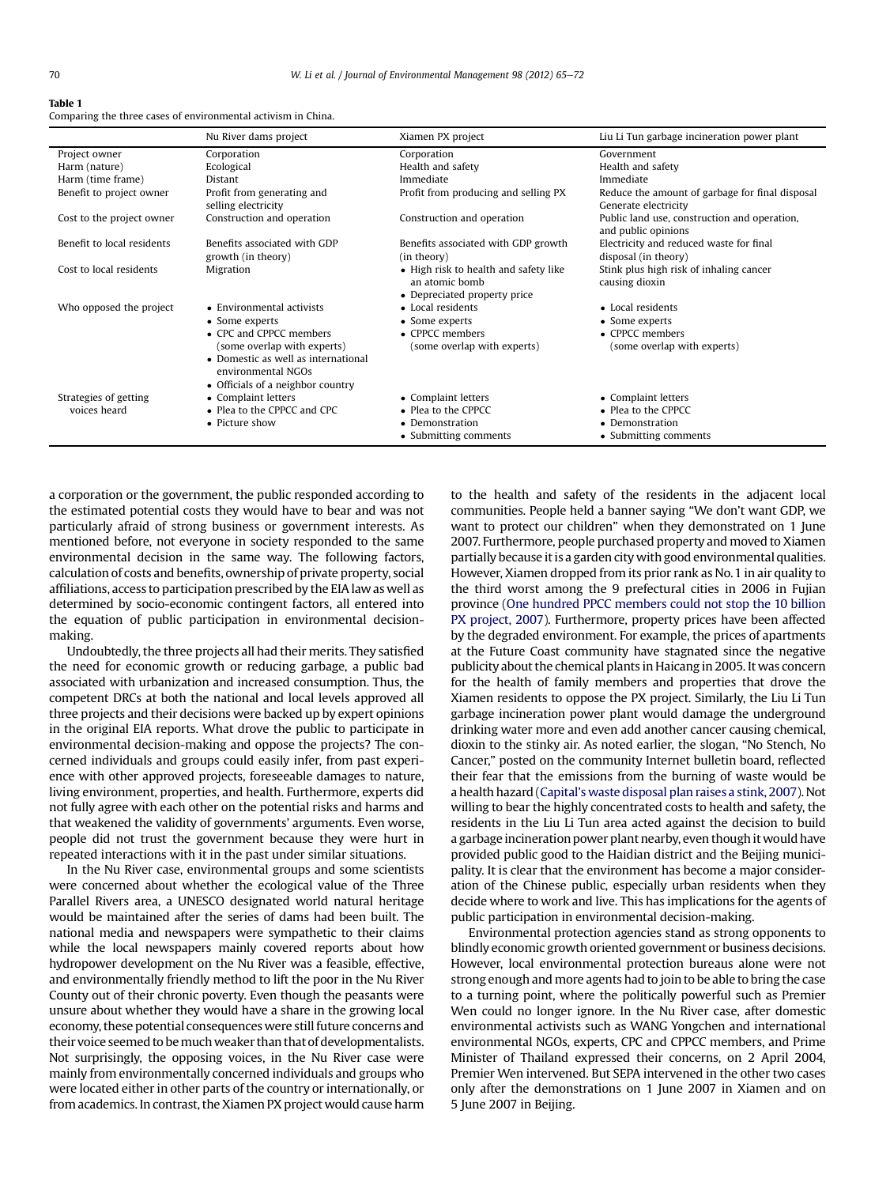**Table 1**
Comparing the three cases of environmental activism in China.

| | Nu River dams project | Xiamen PX project | Liu Li Tun garbage incineration power plant |
|---|---|---|---|
| Project owner | Corporation | Corporation | Government |
| Harm (nature) | Ecological | Health and safety | Health and safety |
| Harm (time frame) | Distant | Immediate | Immediate |
| Benefit to project owner | Profit from generating and selling electricity | Profit from producing and selling PX | Reduce the amount of garbage for final disposal<br>Generate electricity |
| Cost to the project owner | Construction and operation | Construction and operation | Public land use, construction and operation, and public opinions |
| Benefit to local residents | Benefits associated with GDP growth (in theory) | Benefits associated with GDP growth (in theory) | Electricity and reduced waste for final disposal (in theory) |
| Cost to local residents | Migration | • High risk to health and safety like an atomic bomb<br>• Depreciated property price | Stink plus high risk of inhaling cancer causing dioxin |
| Who opposed the project | • Environmental activists<br>• Some experts<br>• CPC and CPPCC members (some overlap with experts)<br>• Domestic as well as international environmental NGOs<br>• Officials of a neighbor country | • Local residents<br>• Some experts<br>• CPPCC members (some overlap with experts) | • Local residents<br>• Some experts<br>• CPPCC members (some overlap with experts) |
| Strategies of getting voices heard | • Complaint letters<br>• Plea to the CPPCC and CPC<br>• Picture show | • Complaint letters<br>• Plea to the CPPCC<br>• Demonstration<br>• Submitting comments | • Complaint letters<br>• Plea to the CPPCC<br>• Demonstration<br>• Submitting comments |

a corporation or the government, the public responded according to the estimated potential costs they would have to bear and was not particularly afraid of strong business or government interests. As mentioned before, not everyone in society responded to the same environmental decision in the same way. The following factors, calculation of costs and benefits, ownership of private property, social affiliations, access to participation prescribed by the EIA law as well as determined by socio-economic contingent factors, all entered into the equation of public participation in environmental decision-making.

Undoubtedly, the three projects all had their merits. They satisfied the need for economic growth or reducing garbage, a public bad associated with urbanization and increased consumption. Thus, the competent DRCs at both the national and local levels approved all three projects and their decisions were backed up by expert opinions in the original EIA reports. What drove the public to participate in environmental decision-making and oppose the projects? The concerned individuals and groups could easily infer, from past experience with other approved projects, foreseeable damages to nature, living environment, properties, and health. Furthermore, experts did not fully agree with each other on the potential risks and harms and that weakened the validity of governments' arguments. Even worse, people did not trust the government because they were hurt in repeated interactions with it in the past under similar situations.

In the Nu River case, environmental groups and some scientists were concerned about whether the ecological value of the Three Parallel Rivers area, a UNESCO designated world natural heritage would be maintained after the series of dams had been built. The national media and newspapers were sympathetic to their claims while the local newspapers mainly covered reports about how hydropower development on the Nu River was a feasible, effective, and environmentally friendly method to lift the poor in the Nu River County out of their chronic poverty. Even though the peasants were unsure about whether they would have a share in the growing local economy, these potential consequences were still future concerns and their voice seemed to be much weaker than that of developmentalists. Not surprisingly, the opposing voices, in the Nu River case were mainly from environmentally concerned individuals and groups who were located either in other parts of the country or internationally, or from academics. In contrast, the Xiamen PX project would cause harm to the health and safety of the residents in the adjacent local communities. People held a banner saying "We don't want GDP, we want to protect our children" when they demonstrated on 1 June 2007. Furthermore, people purchased property and moved to Xiamen partially because it is a garden city with good environmental qualities. However, Xiamen dropped from its prior rank as No. 1 in air quality to the third worst among the 9 prefectural cities in 2006 in Fujian province (One hundred PPCC members could not stop the 10 billion PX project, 2007). Furthermore, property prices have been affected by the degraded environment. For example, the prices of apartments at the Future Coast community have stagnated since the negative publicity about the chemical plants in Haicang in 2005. It was concern for the health of family members and properties that drove the Xiamen residents to oppose the PX project. Similarly, the Liu Li Tun garbage incineration power plant would damage the underground drinking water more and even add another cancer causing chemical, dioxin to the stinky air. As noted earlier, the slogan, "No Stench, No Cancer," posted on the community Internet bulletin board, reflected their fear that the emissions from the burning of waste would be a health hazard (Capital's waste disposal plan raises a stink, 2007). Not willing to bear the highly concentrated costs to health and safety, the residents in the Liu Li Tun area acted against the decision to build a garbage incineration power plant nearby, even though it would have provided public good to the Haidian district and the Beijing municipality. It is clear that the environment has become a major consideration of the Chinese public, especially urban residents when they decide where to work and live. This has implications for the agents of public participation in environmental decision-making.

Environmental protection agencies stand as strong opponents to blindly economic growth oriented government or business decisions. However, local environmental protection bureaus alone were not strong enough and more agents had to join to be able to bring the case to a turning point, where the politically powerful such as Premier Wen could no longer ignore. In the Nu River case, after domestic environmental activists such as WANG Yongchen and international environmental NGOs, experts, CPC and CPPCC members, and Prime Minister of Thailand expressed their concerns, on 2 April 2004, Premier Wen intervened. But SEPA intervened in the other two cases only after the demonstrations on 1 June 2007 in Xiamen and on 5 June 2007 in Beijing.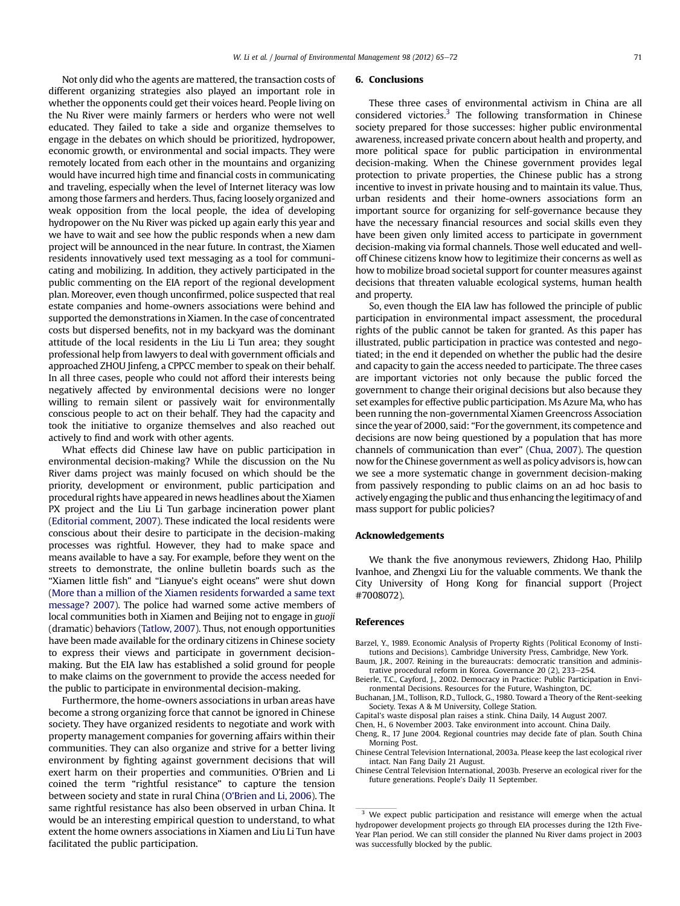Not only did who the agents are mattered, the transaction costs of different organizing strategies also played an important role in whether the opponents could get their voices heard. People living on the Nu River were mainly farmers or herders who were not well educated. They failed to take a side and organize themselves to engage in the debates on which should be prioritized, hydropower, economic growth, or environmental and social impacts. They were remotely located from each other in the mountains and organizing would have incurred high time and financial costs in communicating and traveling, especially when the level of Internet literacy was low among those farmers and herders. Thus, facing loosely organized and weak opposition from the local people, the idea of developing hydropower on the Nu River was picked up again early this year and we have to wait and see how the public responds when a new dam project will be announced in the near future. In contrast, the Xiamen residents innovatively used text messaging as a tool for communicating and mobilizing. In addition, they actively participated in the public commenting on the EIA report of the regional development plan. Moreover, even though unconfirmed, police suspected that real estate companies and home-owners associations were behind and supported the demonstrations in Xiamen. In the case of concentrated costs but dispersed benefits, not in my backyard was the dominant attitude of the local residents in the Liu Li Tun area; they sought professional help from lawyers to deal with government officials and approached ZHOU Jinfeng, a CPPCC member to speak on their behalf. In all three cases, people who could not afford their interests being negatively affected by environmental decisions were no longer willing to remain silent or passively wait for environmentally conscious people to act on their behalf. They had the capacity and took the initiative to organize themselves and also reached out actively to find and work with other agents.

What effects did Chinese law have on public participation in environmental decision-making? While the discussion on the Nu River dams project was mainly focused on which should be the priority, development or environment, public participation and procedural rights have appeared in news headlines about the Xiamen PX project and the Liu Li Tun garbage incineration power plant (Editorial comment, 2007). These indicated the local residents were conscious about their desire to participate in the decision-making processes was rightful. However, they had to make space and means available to have a say. For example, before they went on the streets to demonstrate, the online bulletin boards such as the "Xiamen little fish" and "Lianyue's eight oceans" were shut down (More than a million of the Xiamen residents forwarded a same text message? 2007). The police had warned some active members of local communities both in Xiamen and Beijing not to engage in *guoji* (dramatic) behaviors (Tatlow, 2007). Thus, not enough opportunities have been made available for the ordinary citizens in Chinese society to express their views and participate in government decision-making. But the EIA law has established a solid ground for people to make claims on the government to provide the access needed for the public to participate in environmental decision-making.

Furthermore, the home-owners associations in urban areas have become a strong organizing force that cannot be ignored in Chinese society. They have organized residents to negotiate and work with property management companies for governing affairs within their communities. They can also organize and strive for a better living environment by fighting against government decisions that will exert harm on their properties and communities. O'Brien and Li coined the term "rightful resistance" to capture the tension between society and state in rural China (O'Brien and Li, 2006). The same rightful resistance has also been observed in urban China. It would be an interesting empirical question to understand, to what extent the home owners associations in Xiamen and Liu Li Tun have facilitated the public participation.

## 6. Conclusions

These three cases of environmental activism in China are all considered victories.[3] The following transformation in Chinese society prepared for those successes: higher public environmental awareness, increased private concern about health and property, and more political space for public participation in environmental decision-making. When the Chinese government provides legal protection to private properties, the Chinese public has a strong incentive to invest in private housing and to maintain its value. Thus, urban residents and their home-owners associations form an important source for organizing for self-governance because they have the necessary financial resources and social skills even they have been given only limited access to participate in government decision-making via formal channels. Those well educated and well-off Chinese citizens know how to legitimize their concerns as well as how to mobilize broad societal support for counter measures against decisions that threaten valuable ecological systems, human health and property.

So, even though the EIA law has followed the principle of public participation in environmental impact assessment, the procedural rights of the public cannot be taken for granted. As this paper has illustrated, public participation in practice was contested and negotiated; in the end it depended on whether the public had the desire and capacity to gain the access needed to participate. The three cases are important victories not only because the public forced the government to change their original decisions but also because they set examples for effective public participation. Ms Azure Ma, who has been running the non-governmental Xiamen Greencross Association since the year of 2000, said: "For the government, its competence and decisions are now being questioned by a population that has more channels of communication than ever" (Chua, 2007). The question now for the Chinese government as well as policy advisors is, how can we see a more systematic change in government decision-making from passively responding to public claims on an ad hoc basis to actively engaging the public and thus enhancing the legitimacy of and mass support for public policies?

## Acknowledgements

We thank the five anonymous reviewers, Zhidong Hao, Phililp Ivanhoe, and Zhengxi Liu for the valuable comments. We thank the City University of Hong Kong for financial support (Project #7008072).

## References

Barzel, Y., 1989. Economic Analysis of Property Rights (Political Economy of Institutions and Decisions). Cambridge University Press, Cambridge, New York.

Baum, J.R., 2007. Reining in the bureaucrats: democratic transition and administrative procedural reform in Korea. Governance 20 (2), 233–254.

Beierle, T.C., Cayford, J., 2002. Democracy in Practice: Public Participation in Environmental Decisions. Resources for the Future, Washington, DC.

Buchanan, J.M., Tollison, R.D., Tullock, G., 1980. Toward a Theory of the Rent-seeking Society. Texas A & M University, College Station.

Capital's waste disposal plan raises a stink. China Daily, 14 August 2007.

Chen, H., 6 November 2003. Take environment into account. China Daily.

Cheng, R., 17 June 2004. Regional countries may decide fate of plan. South China Morning Post.

Chinese Central Television International, 2003a. Please keep the last ecological river intact. Nan Fang Daily 21 August.

Chinese Central Television International, 2003b. Preserve an ecological river for the future generations. People's Daily 11 September.

[3] We expect public participation and resistance will emerge when the actual hydropower development projects go through EIA processes during the 12th Five-Year Plan period. We can still consider the planned Nu River dams project in 2003 was successfully blocked by the public.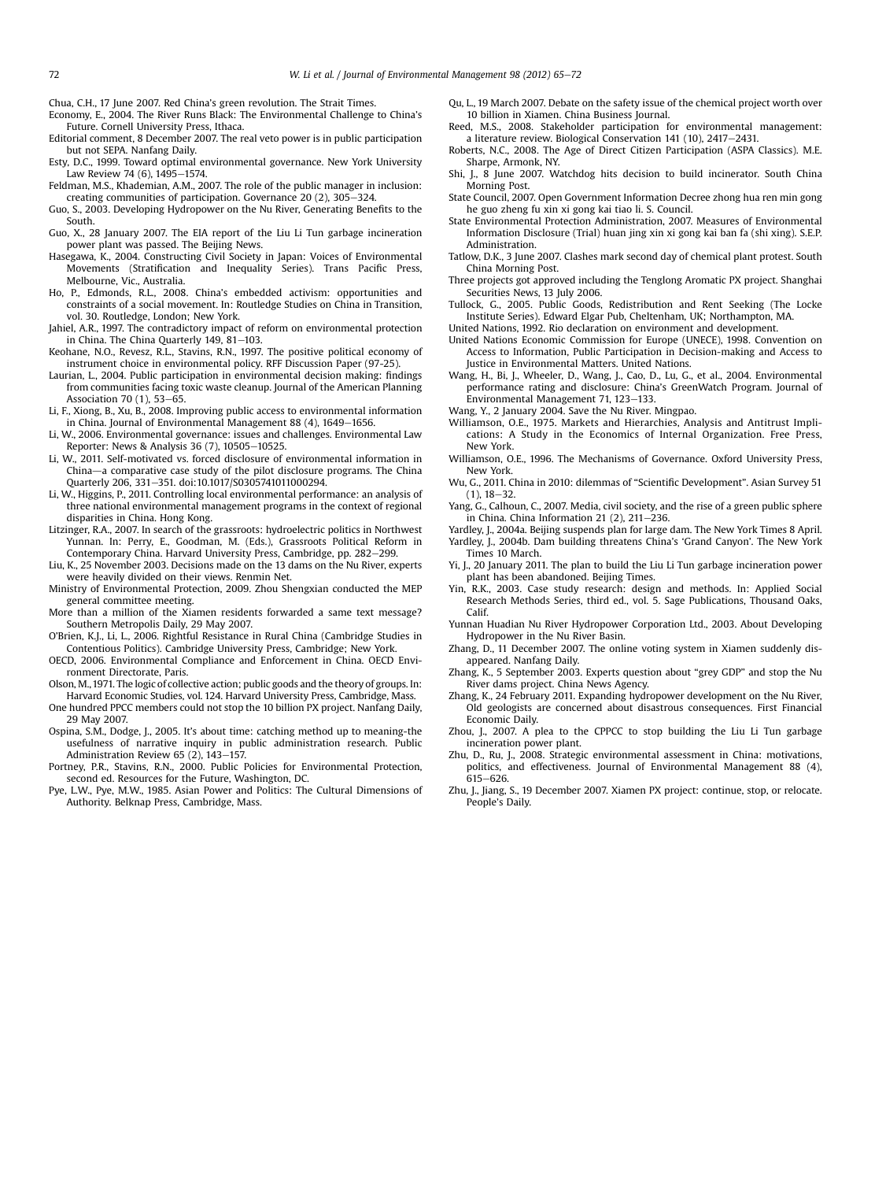Chua, C.H., 17 June 2007. Red China's green revolution. The Strait Times.

Economy, E., 2004. The River Runs Black: The Environmental Challenge to China's Future. Cornell University Press, Ithaca.

Editorial comment, 8 December 2007. The real veto power is in public participation but not SEPA. Nanfang Daily.

Esty, D.C., 1999. Toward optimal environmental governance. New York University Law Review 74 (6), 1495–1574.

Feldman, M.S., Khademian, A.M., 2007. The role of the public manager in inclusion: creating communities of participation. Governance 20 (2), 305–324.

Guo, S., 2003. Developing Hydropower on the Nu River, Generating Benefits to the South.

Guo, X., 28 January 2007. The EIA report of the Liu Li Tun garbage incineration power plant was passed. The Beijing News.

Hasegawa, K., 2004. Constructing Civil Society in Japan: Voices of Environmental Movements (Stratification and Inequality Series). Trans Pacific Press, Melbourne, Vic., Australia.

Ho, P., Edmonds, R.L., 2008. China's embedded activism: opportunities and constraints of a social movement. In: Routledge Studies on China in Transition, vol. 30. Routledge, London; New York.

Jahiel, A.R., 1997. The contradictory impact of reform on environmental protection in China. The China Quarterly 149, 81–103.

Keohane, N.O., Revesz, R.L., Stavins, R.N., 1997. The positive political economy of instrument choice in environmental policy. RFF Discussion Paper (97-25).

Laurian, L., 2004. Public participation in environmental decision making: findings from communities facing toxic waste cleanup. Journal of the American Planning Association 70 (1), 53–65.

Li, F., Xiong, B., Xu, B., 2008. Improving public access to environmental information in China. Journal of Environmental Management 88 (4), 1649–1656.

Li, W., 2006. Environmental governance: issues and challenges. Environmental Law Reporter: News & Analysis 36 (7), 10505–10525.

Li, W., 2011. Self-motivated vs. forced disclosure of environmental information in China—a comparative case study of the pilot disclosure programs. The China Quarterly 206, 331–351. doi:10.1017/S0305741011000294.

Li, W., Higgins, P., 2011. Controlling local environmental performance: an analysis of three national environmental management programs in the context of regional disparities in China. Hong Kong.

Litzinger, R.A., 2007. In search of the grassroots: hydroelectric politics in Northwest Yunnan. In: Perry, E., Goodman, M. (Eds.), Grassroots Political Reform in Contemporary China. Harvard University Press, Cambridge, pp. 282–299.

Liu, K., 25 November 2003. Decisions made on the 13 dams on the Nu River, experts were heavily divided on their views. Renmin Net.

Ministry of Environmental Protection, 2009. Zhou Shengxian conducted the MEP general committee meeting.

More than a million of the Xiamen residents forwarded a same text message? Southern Metropolis Daily, 29 May 2007.

O'Brien, K.J., Li, L., 2006. Rightful Resistance in Rural China (Cambridge Studies in Contentious Politics). Cambridge University Press, Cambridge; New York.

OECD, 2006. Environmental Compliance and Enforcement in China. OECD Environment Directorate, Paris.

Olson, M., 1971. The logic of collective action; public goods and the theory of groups. In: Harvard Economic Studies, vol. 124. Harvard University Press, Cambridge, Mass.

One hundred PPCC members could not stop the 10 billion PX project. Nanfang Daily, 29 May 2007.

Ospina, S.M., Dodge, J., 2005. It's about time: catching method up to meaning-the usefulness of narrative inquiry in public administration research. Public Administration Review 65 (2), 143–157.

Portney, P.R., Stavins, R.N., 2000. Public Policies for Environmental Protection, second ed. Resources for the Future, Washington, DC.

Pye, L.W., Pye, M.W., 1985. Asian Power and Politics: The Cultural Dimensions of Authority. Belknap Press, Cambridge, Mass.

Qu, L., 19 March 2007. Debate on the safety issue of the chemical project worth over 10 billion in Xiamen. China Business Journal.

Reed, M.S., 2008. Stakeholder participation for environmental management: a literature review. Biological Conservation 141 (10), 2417–2431.

Roberts, N.C., 2008. The Age of Direct Citizen Participation (ASPA Classics). M.E. Sharpe, Armonk, NY.

Shi, J., 8 June 2007. Watchdog hits decision to build incinerator. South China Morning Post.

State Council, 2007. Open Government Information Decree zhong hua ren min gong he guo zheng fu xin xi gong kai tiao li. S. Council.

State Environmental Protection Administration, 2007. Measures of Environmental Information Disclosure (Trial) huan jing xin xi gong kai ban fa (shi xing). S.E.P. Administration.

Tatlow, D.K., 3 June 2007. Clashes mark second day of chemical plant protest. South China Morning Post.

Three projects got approved including the Tenglong Aromatic PX project. Shanghai Securities News, 13 July 2006.

Tullock, G., 2005. Public Goods, Redistribution and Rent Seeking (The Locke Institute Series). Edward Elgar Pub, Cheltenham, UK; Northampton, MA.

United Nations, 1992. Rio declaration on environment and development.

United Nations Economic Commission for Europe (UNECE), 1998. Convention on Access to Information, Public Participation in Decision-making and Access to Justice in Environmental Matters. United Nations.

Wang, H., Bi, J., Wheeler, D., Wang, J., Cao, D., Lu, G., et al., 2004. Environmental performance rating and disclosure: China's GreenWatch Program. Journal of Environmental Management 71, 123–133.

Wang, Y., 2 January 2004. Save the Nu River. Mingpao.

Williamson, O.E., 1975. Markets and Hierarchies, Analysis and Antitrust Implications: A Study in the Economics of Internal Organization. Free Press, New York.

Williamson, O.E., 1996. The Mechanisms of Governance. Oxford University Press, New York.

Wu, G., 2011. China in 2010: dilemmas of "Scientific Development". Asian Survey 51 (1), 18–32.

Yang, G., Calhoun, C., 2007. Media, civil society, and the rise of a green public sphere in China. China Information 21 (2), 211–236.

Yardley, J., 2004a. Beijing suspends plan for large dam. The New York Times 8 April.

Yardley, J., 2004b. Dam building threatens China's 'Grand Canyon'. The New York Times 10 March.

Yi, J., 20 January 2011. The plan to build the Liu Li Tun garbage incineration power plant has been abandoned. Beijing Times.

Yin, R.K., 2003. Case study research: design and methods. In: Applied Social Research Methods Series, third ed., vol. 5. Sage Publications, Thousand Oaks, Calif.

Yunnan Huadian Nu River Hydropower Corporation Ltd., 2003. About Developing Hydropower in the Nu River Basin.

Zhang, D., 11 December 2007. The online voting system in Xiamen suddenly disappeared. Nanfang Daily.

Zhang, K., 5 September 2003. Experts question about "grey GDP" and stop the Nu River dams project. China News Agency.

Zhang, K., 24 February 2011. Expanding hydropower development on the Nu River, Old geologists are concerned about disastrous consequences. First Financial Economic Daily.

Zhou, J., 2007. A plea to the CPPCC to stop building the Liu Li Tun garbage incineration power plant.

Zhu, D., Ru, J., 2008. Strategic environmental assessment in China: motivations, politics, and effectiveness. Journal of Environmental Management 88 (4), 615–626.

Zhu, J., Jiang, S., 19 December 2007. Xiamen PX project: continue, stop, or relocate. People's Daily.